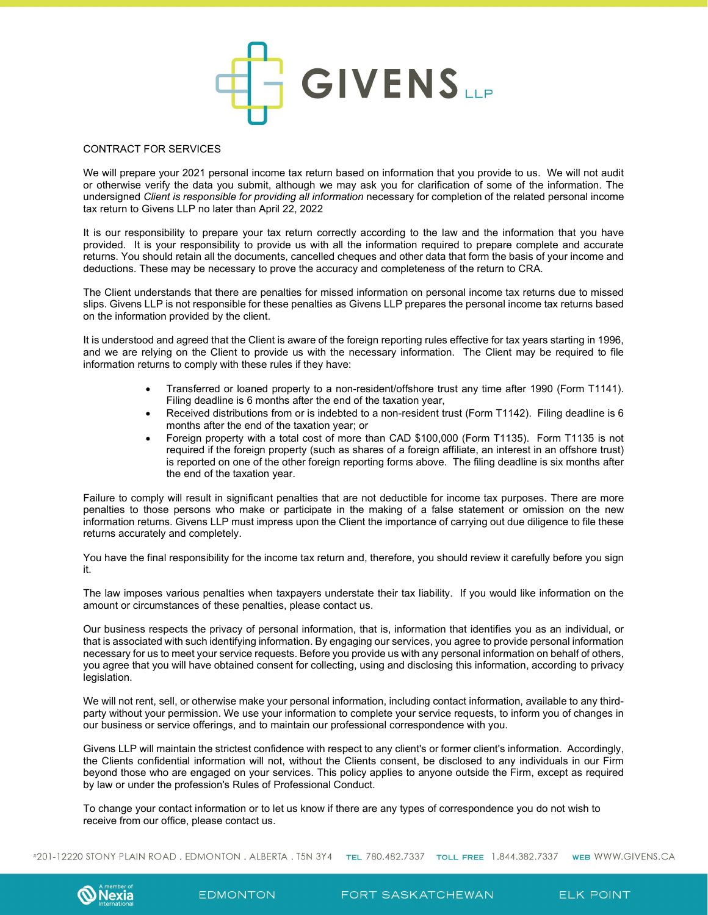GIVENS LLP

CONTRACT FOR SERVICES

We will prepare your 2021 personal income tax return based on information that you provide to us. We will not audit or otherwise verify the data you submit, although we may ask you for clarification of some of the information. The undersigned *Client is responsible for providing all information* necessary for completion of the related personal income tax return to Givens LLP no later than April 22, 2022

It is our responsibility to prepare your tax return correctly according to the law and the information that you have provided. It is your responsibility to provide us with all the information required to prepare complete and accurate returns. You should retain all the documents, cancelled cheques and other data that form the basis of your income and deductions. These may be necessary to prove the accuracy and completeness of the return to CRA.

The Client understands that there are penalties for missed information on personal income tax returns due to missed slips. Givens LLP is not responsible for these penalties as Givens LLP prepares the personal income tax returns based on the information provided by the client.

It is understood and agreed that the Client is aware of the foreign reporting rules effective for tax years starting in 1996, and we are relying on the Client to provide us with the necessary information. The Client may be required to file information returns to comply with these rules if they have:

- Transferred or loaned property to a non-resident/offshore trust any time after 1990 (Form T1141). Filing deadline is 6 months after the end of the taxation year,
- Received distributions from or is indebted to a non-resident trust (Form T1142). Filing deadline is 6 months after the end of the taxation year; or
- Foreign property with a total cost of more than CAD $100,000 (Form T1135). Form T1135 is not required if the foreign property (such as shares of a foreign affiliate, an interest in an offshore trust) is reported on one of the other foreign reporting forms above. The filing deadline is six months after the end of the taxation year.

Failure to comply will result in significant penalties that are not deductible for income tax purposes. There are more penalties to those persons who make or participate in the making of a false statement or omission on the new information returns. Givens LLP must impress upon the Client the importance of carrying out due diligence to file these returns accurately and completely.

You have the final responsibility for the income tax return and, therefore, you should review it carefully before you sign it.

The law imposes various penalties when taxpayers understate their tax liability. If you would like information on the amount or circumstances of these penalties, please contact us.

Our business respects the privacy of personal information, that is, information that identifies you as an individual, or that is associated with such identifying information. By engaging our services, you agree to provide personal information necessary for us to meet your service requests. Before you provide us with any personal information on behalf of others, you agree that you will have obtained consent for collecting, using and disclosing this information, according to privacy legislation.

We will not rent, sell, or otherwise make your personal information, including contact information, available to any third-party without your permission. We use your information to complete your service requests, to inform you of changes in our business or service offerings, and to maintain our professional correspondence with you.

Givens LLP will maintain the strictest confidence with respect to any client's or former client's information. Accordingly, the Clients confidential information will not, without the Clients consent, be disclosed to any individuals in our Firm beyond those who are engaged on your services. This policy applies to anyone outside the Firm, except as required by law or under the profession's Rules of Professional Conduct.

To change your contact information or to let us know if there are any types of correspondence you do not wish to receive from our office, please contact us.

#201-12220 STONY PLAIN ROAD . EDMONTON . ALBERTA . T5N 3Y4 TEL 780.482.7337 TOLL FREE 1.844.382.7337 WEB WWW.GIVENS.CA

A member of Nexia International EDMONTON FORT SASKATCHEWAN ELK POINT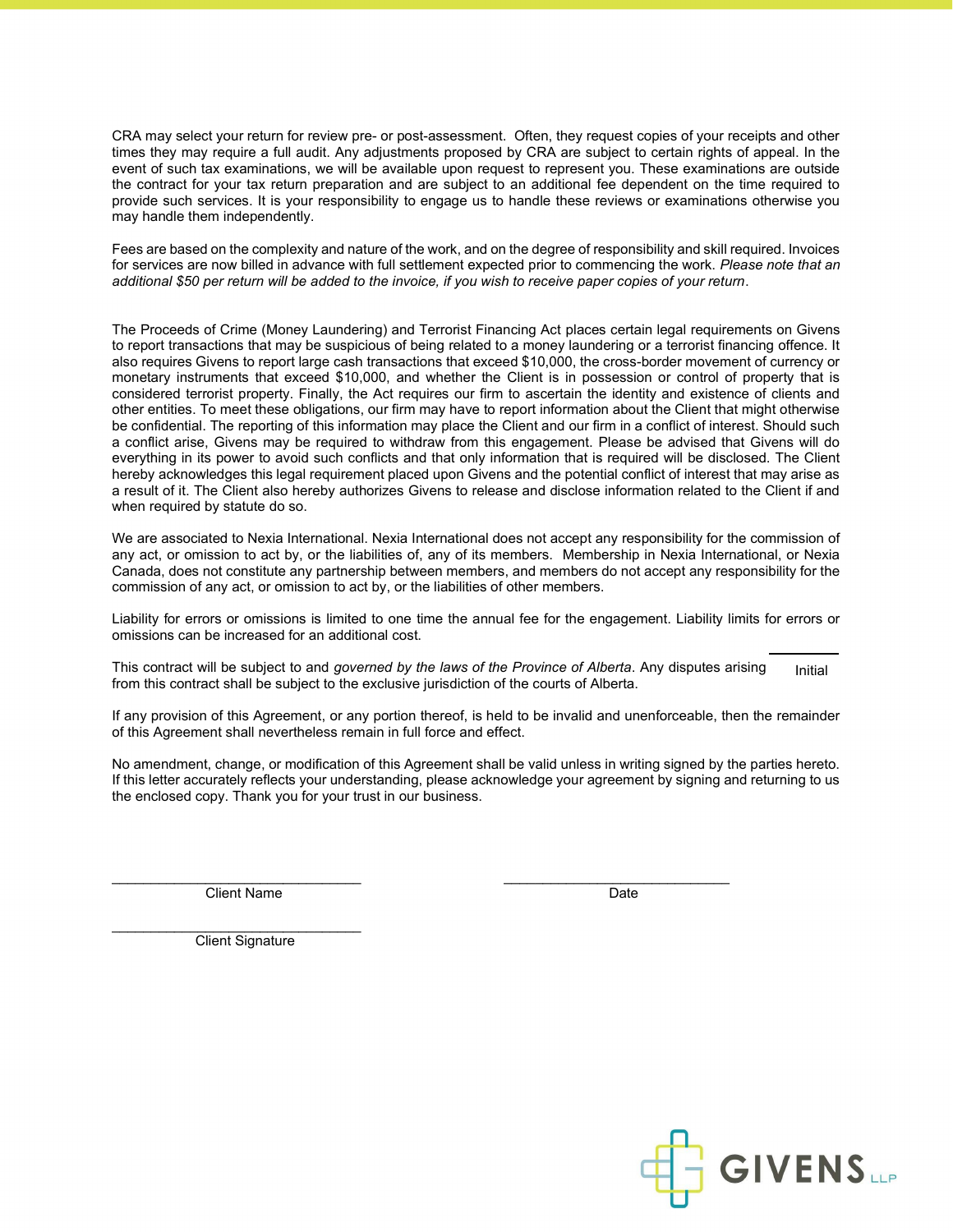CRA may select your return for review pre- or post-assessment. Often, they request copies of your receipts and other times they may require a full audit. Any adjustments proposed by CRA are subject to certain rights of appeal. In the event of such tax examinations, we will be available upon request to represent you. These examinations are outside the contract for your tax return preparation and are subject to an additional fee dependent on the time required to provide such services. It is your responsibility to engage us to handle these reviews or examinations otherwise you may handle them independently.

Fees are based on the complexity and nature of the work, and on the degree of responsibility and skill required. Invoices for services are now billed in advance with full settlement expected prior to commencing the work. *Please note that an additional $50 per return will be added to the invoice, if you wish to receive paper copies of your return*.

The Proceeds of Crime (Money Laundering) and Terrorist Financing Act places certain legal requirements on Givens to report transactions that may be suspicious of being related to a money laundering or a terrorist financing offence. It also requires Givens to report large cash transactions that exceed $10,000, the cross-border movement of currency or monetary instruments that exceed $10,000, and whether the Client is in possession or control of property that is considered terrorist property. Finally, the Act requires our firm to ascertain the identity and existence of clients and other entities. To meet these obligations, our firm may have to report information about the Client that might otherwise be confidential. The reporting of this information may place the Client and our firm in a conflict of interest. Should such a conflict arise, Givens may be required to withdraw from this engagement. Please be advised that Givens will do everything in its power to avoid such conflicts and that only information that is required will be disclosed. The Client hereby acknowledges this legal requirement placed upon Givens and the potential conflict of interest that may arise as a result of it. The Client also hereby authorizes Givens to release and disclose information related to the Client if and when required by statute do so.

We are associated to Nexia International. Nexia International does not accept any responsibility for the commission of any act, or omission to act by, or the liabilities of, any of its members. Membership in Nexia International, or Nexia Canada, does not constitute any partnership between members, and members do not accept any responsibility for the commission of any act, or omission to act by, or the liabilities of other members.

Liability for errors or omissions is limited to one time the annual fee for the engagement. Liability limits for errors or omissions can be increased for an additional cost.

This contract will be subject to and *governed by the laws of the Province of Alberta*. Any disputes arising from this contract shall be subject to the exclusive jurisdiction of the courts of Alberta.

\_\_\_\_\_\_\_\_\_\_
Initial

If any provision of this Agreement, or any portion thereof, is held to be invalid and unenforceable, then the remainder of this Agreement shall nevertheless remain in full force and effect.

No amendment, change, or modification of this Agreement shall be valid unless in writing signed by the parties hereto. If this letter accurately reflects your understanding, please acknowledge your agreement by signing and returning to us the enclosed copy. Thank you for your trust in our business.

\_\_\_\_\_\_\_\_\_\_\_\_\_\_\_\_\_\_\_\_\_\_\_\_\_\_\_\_\_\_\_\_
Client Name

\_\_\_\_\_\_\_\_\_\_\_\_\_\_\_\_\_\_\_\_\_\_\_\_\_\_\_\_\_\_
Date

\_\_\_\_\_\_\_\_\_\_\_\_\_\_\_\_\_\_\_\_\_\_\_\_\_\_\_\_\_\_\_\_
Client Signature

GIVENS LLP